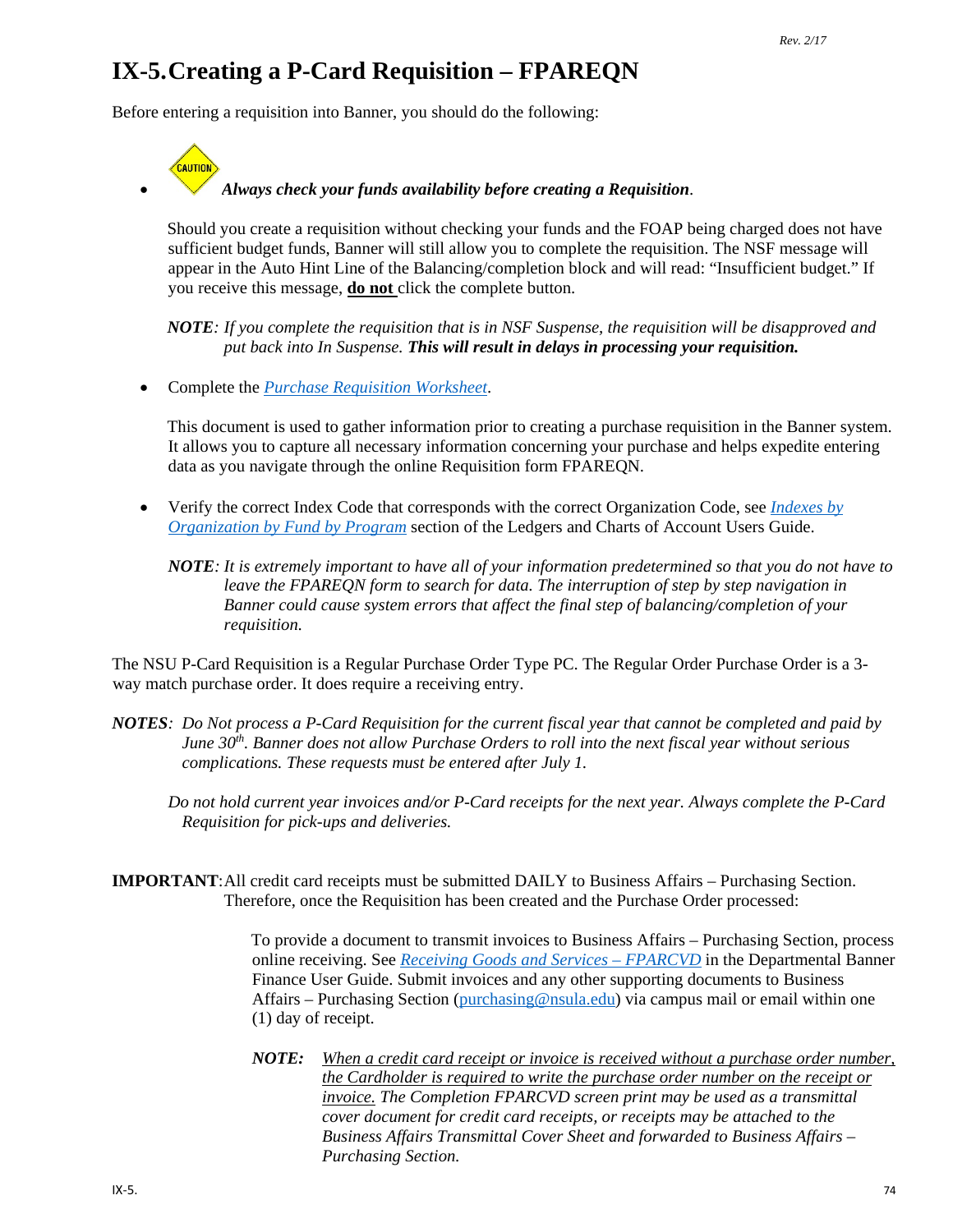# IX-5. Creating a P-Card Requisition – FPAREQN

Before entering a requisition into Banner, you should do the following:

- CAUTION ***Always check your funds availability before creating a Requisition***.

  Should you create a requisition without checking your funds and the FOAP being charged does not have sufficient budget funds, Banner will still allow you to complete the requisition. The NSF message will appear in the Auto Hint Line of the Balancing/completion block and will read: "Insufficient budget." If you receive this message, **do not** click the complete button.

  ***NOTE****: If you complete the requisition that is in NSF Suspense, the requisition will be disapproved and put back into In Suspense.* ***This will result in delays in processing your requisition.***

- Complete the *Purchase Requisition Worksheet*.

  This document is used to gather information prior to creating a purchase requisition in the Banner system. It allows you to capture all necessary information concerning your purchase and helps expedite entering data as you navigate through the online Requisition form FPAREQN.

- Verify the correct Index Code that corresponds with the correct Organization Code, see *Indexes by Organization by Fund by Program* section of the Ledgers and Charts of Account Users Guide.

  ***NOTE****: It is extremely important to have all of your information predetermined so that you do not have to leave the FPAREQN form to search for data. The interruption of step by step navigation in Banner could cause system errors that affect the final step of balancing/completion of your requisition.*

The NSU P-Card Requisition is a Regular Purchase Order Type PC. The Regular Order Purchase Order is a 3-way match purchase order. It does require a receiving entry.

***NOTES****: Do Not process a P-Card Requisition for the current fiscal year that cannot be completed and paid by June 30th. Banner does not allow Purchase Orders to roll into the next fiscal year without serious complications. These requests must be entered after July 1.*

*Do not hold current year invoices and/or P-Card receipts for the next year. Always complete the P-Card Requisition for pick-ups and deliveries.*

**IMPORTANT**: All credit card receipts must be submitted DAILY to Business Affairs – Purchasing Section. Therefore, once the Requisition has been created and the Purchase Order processed:

To provide a document to transmit invoices to Business Affairs – Purchasing Section, process online receiving. See *Receiving Goods and Services – FPARCVD* in the Departmental Banner Finance User Guide. Submit invoices and any other supporting documents to Business Affairs – Purchasing Section (purchasing@nsula.edu) via campus mail or email within one (1) day of receipt.

***NOTE:*** *When a credit card receipt or invoice is received without a purchase order number, the Cardholder is required to write the purchase order number on the receipt or invoice. The Completion FPARCVD screen print may be used as a transmittal cover document for credit card receipts, or receipts may be attached to the Business Affairs Transmittal Cover Sheet and forwarded to Business Affairs – Purchasing Section.*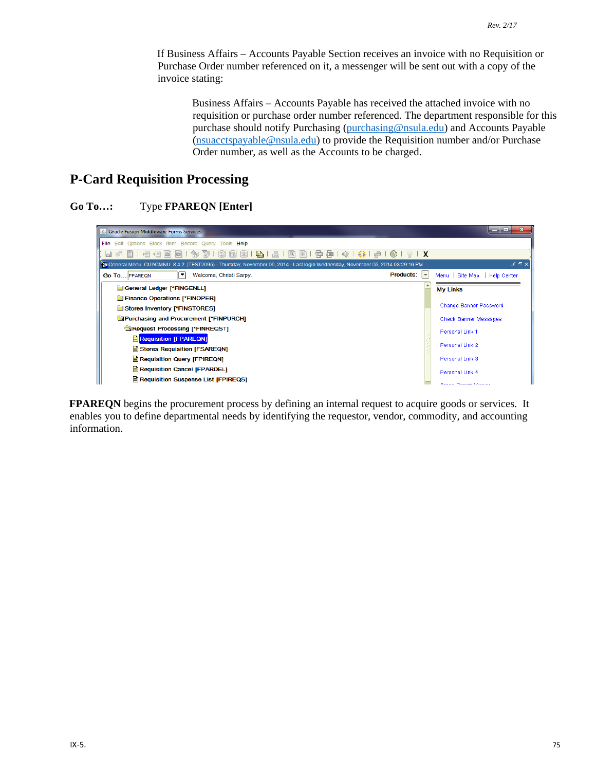If Business Affairs – Accounts Payable Section receives an invoice with no Requisition or Purchase Order number referenced on it, a messenger will be sent out with a copy of the invoice stating:

> Business Affairs – Accounts Payable has received the attached invoice with no requisition or purchase order number referenced. The department responsible for this purchase should notify Purchasing (purchasing@nsula.edu) and Accounts Payable (nsuacctspayable@nsula.edu) to provide the Requisition number and/or Purchase Order number, as well as the Accounts to be charged.

## P-Card Requisition Processing

**Go To…:** Type **FPAREQN [Enter]**

**FPAREQN** begins the procurement process by defining an internal request to acquire goods or services. It enables you to define departmental needs by identifying the requestor, vendor, commodity, and accounting information.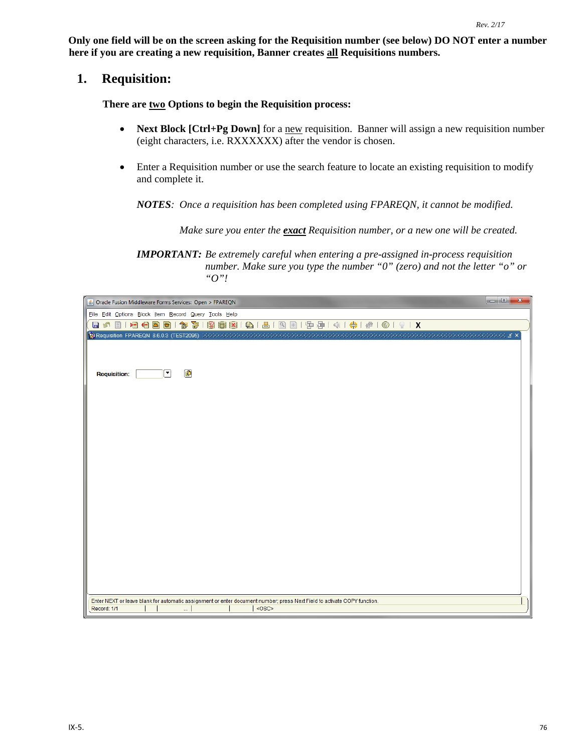**Only one field will be on the screen asking for the Requisition number (see below) DO NOT enter a number here if you are creating a new requisition, Banner creates all Requisitions numbers.**

## 1. Requisition:

**There are two Options to begin the Requisition process:**

- **Next Block [Ctrl+Pg Down]** for a new requisition. Banner will assign a new requisition number (eight characters, i.e. RXXXXXXX) after the vendor is chosen.

- Enter a Requisition number or use the search feature to locate an existing requisition to modify and complete it.

***NOTES****: Once a requisition has been completed using FPAREQN, it cannot be modified.*

*Make sure you enter the **exact** Requisition number, or a new one will be created.*

***IMPORTANT:*** *Be extremely careful when entering a pre-assigned in-process requisition number. Make sure you type the number "0" (zero) and not the letter "o" or "O"!*

Oracle Fusion Middleware Forms Services: Open > FPAREQN

File Edit Options Block Item Record Query Tools Help

Requisition FPAREQN 8.6.0.3 (TEST2096)

Requisition:

Enter NEXT or leave blank for automatic assignment or enter document number; press Next Field to activate COPY function.

Record: 1/1 <OSC>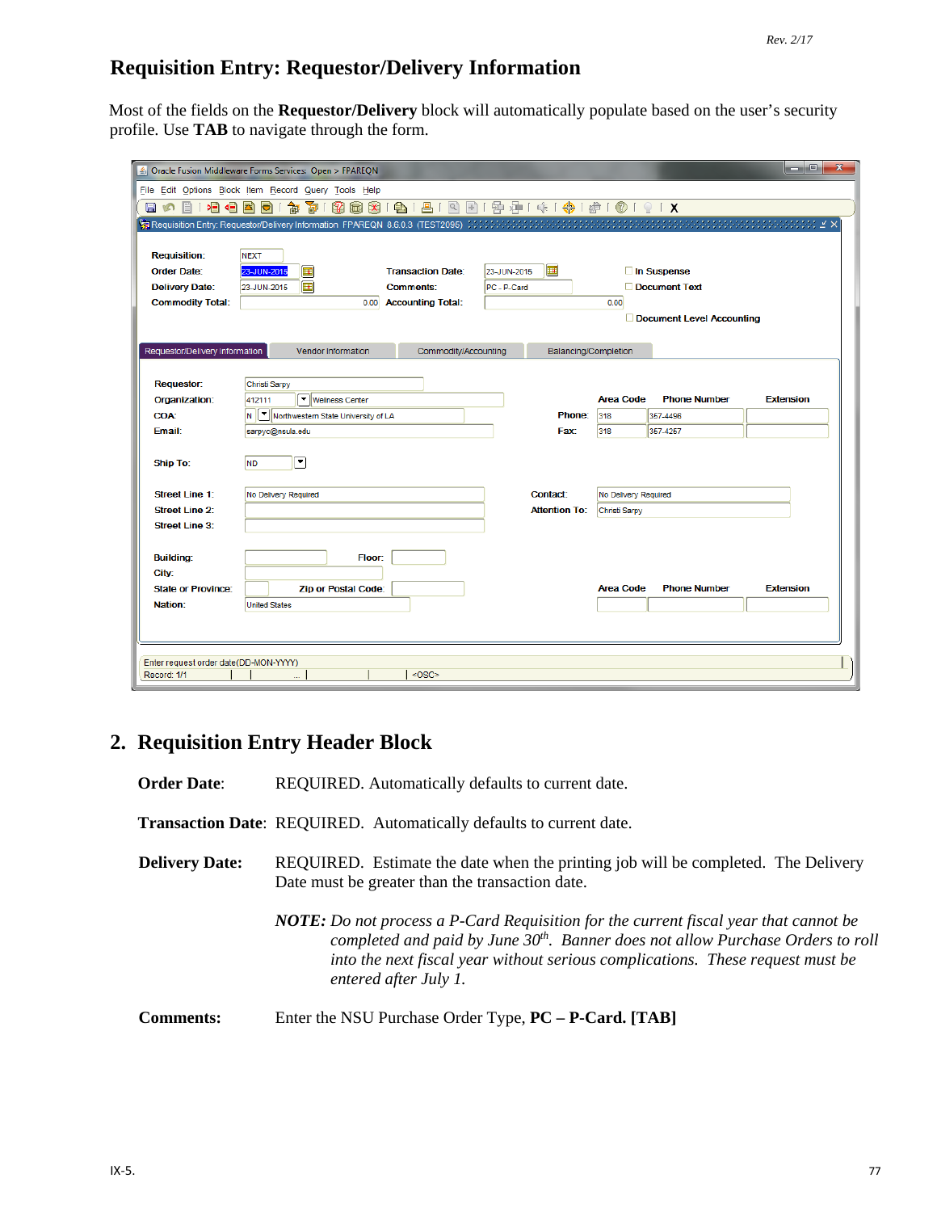## Requisition Entry: Requestor/Delivery Information

Most of the fields on the **Requestor/Delivery** block will automatically populate based on the user's security profile. Use **TAB** to navigate through the form.

## 2. Requisition Entry Header Block

**Order Date**: REQUIRED. Automatically defaults to current date.

**Transaction Date**: REQUIRED. Automatically defaults to current date.

**Delivery Date:** REQUIRED. Estimate the date when the printing job will be completed. The Delivery Date must be greater than the transaction date.

***NOTE:*** *Do not process a P-Card Requisition for the current fiscal year that cannot be completed and paid by June 30th. Banner does not allow Purchase Orders to roll into the next fiscal year without serious complications. These request must be entered after July 1.*

**Comments:** Enter the NSU Purchase Order Type, **PC – P-Card. [TAB]**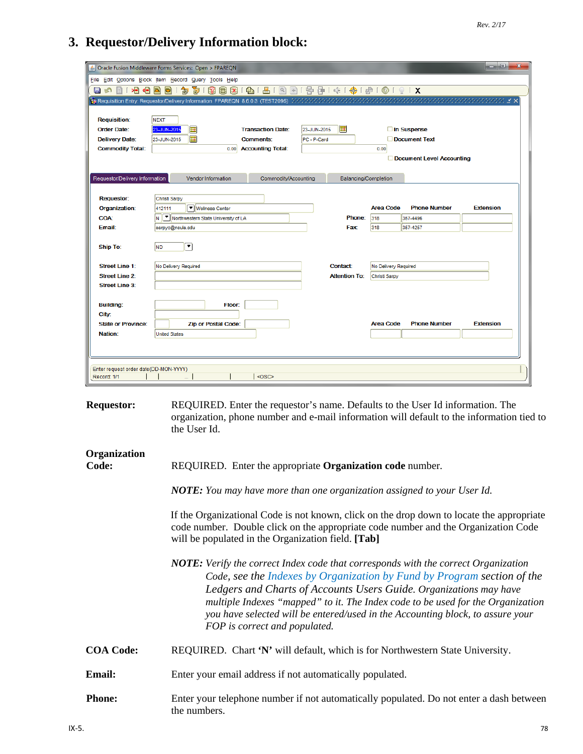## 3. Requestor/Delivery Information block:

**Requestor:** REQUIRED. Enter the requestor's name. Defaults to the User Id information. The organization, phone number and e-mail information will default to the information tied to the User Id.

**Organization Code:** REQUIRED. Enter the appropriate **Organization code** number.

***NOTE:*** *You may have more than one organization assigned to your User Id.*

If the Organizational Code is not known, click on the drop down to locate the appropriate code number. Double click on the appropriate code number and the Organization Code will be populated in the Organization field. **[Tab]**

***NOTE:*** *Verify the correct Index code that corresponds with the correct Organization Code, see the Indexes by Organization by Fund by Program section of the Ledgers and Charts of Accounts Users Guide. Organizations may have multiple Indexes "mapped" to it. The Index code to be used for the Organization you have selected will be entered/used in the Accounting block, to assure your FOP is correct and populated.*

**COA Code:** REQUIRED. Chart **'N'** will default, which is for Northwestern State University.

**Email:** Enter your email address if not automatically populated.

**Phone:** Enter your telephone number if not automatically populated. Do not enter a dash between the numbers.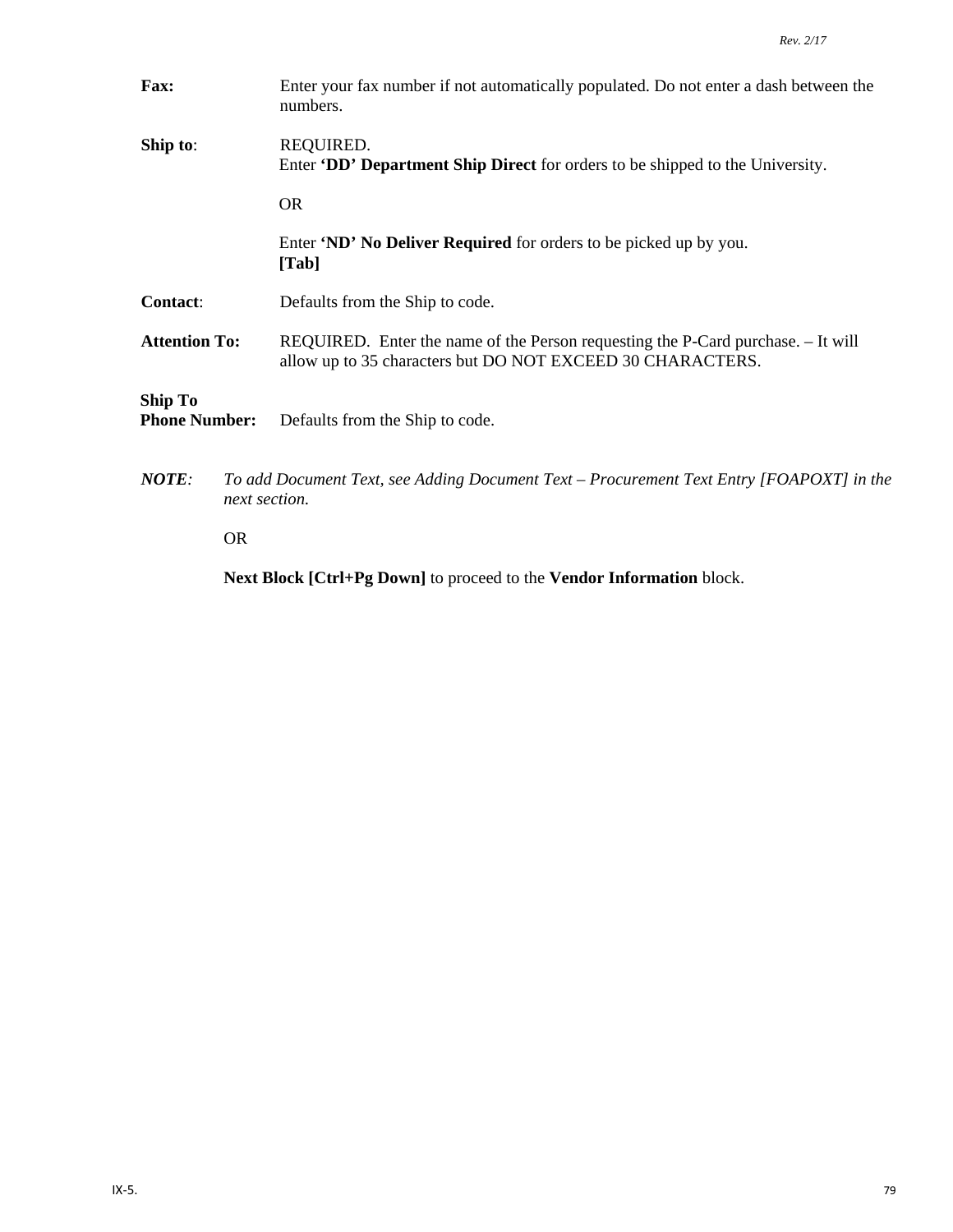**Fax:** Enter your fax number if not automatically populated. Do not enter a dash between the numbers.

**Ship to**: REQUIRED.
Enter **'DD' Department Ship Direct** for orders to be shipped to the University.

OR

Enter **'ND' No Deliver Required** for orders to be picked up by you.
**[Tab]**

**Contact**: Defaults from the Ship to code.

**Attention To:** REQUIRED. Enter the name of the Person requesting the P-Card purchase. – It will allow up to 35 characters but DO NOT EXCEED 30 CHARACTERS.

**Ship To Phone Number:** Defaults from the Ship to code.

***NOTE***: *To add Document Text, see Adding Document Text – Procurement Text Entry [FOAPOXT] in the next section.*

OR

**Next Block [Ctrl+Pg Down]** to proceed to the **Vendor Information** block.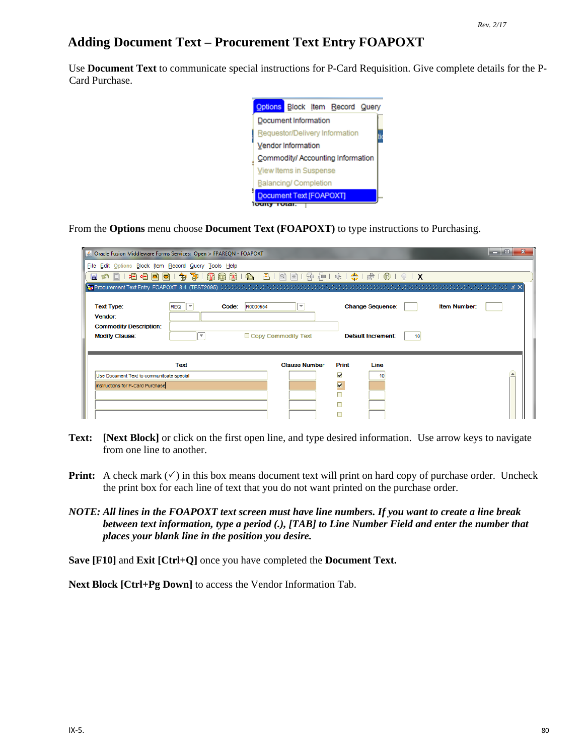# Adding Document Text – Procurement Text Entry FOAPOXT

Use **Document Text** to communicate special instructions for P-Card Requisition. Give complete details for the P-Card Purchase.

From the **Options** menu choose **Document Text (FOAPOXT)** to type instructions to Purchasing.

**Text:** **[Next Block]** or click on the first open line, and type desired information. Use arrow keys to navigate from one line to another.

**Print:** A check mark (✓) in this box means document text will print on hard copy of purchase order. Uncheck the print box for each line of text that you do not want printed on the purchase order.

***NOTE: All lines in the FOAPOXT text screen must have line numbers. If you want to create a line break between text information, type a period (.), [TAB] to Line Number Field and enter the number that places your blank line in the position you desire.***

**Save [F10]** and **Exit [Ctrl+Q]** once you have completed the **Document Text.**

**Next Block [Ctrl+Pg Down]** to access the Vendor Information Tab.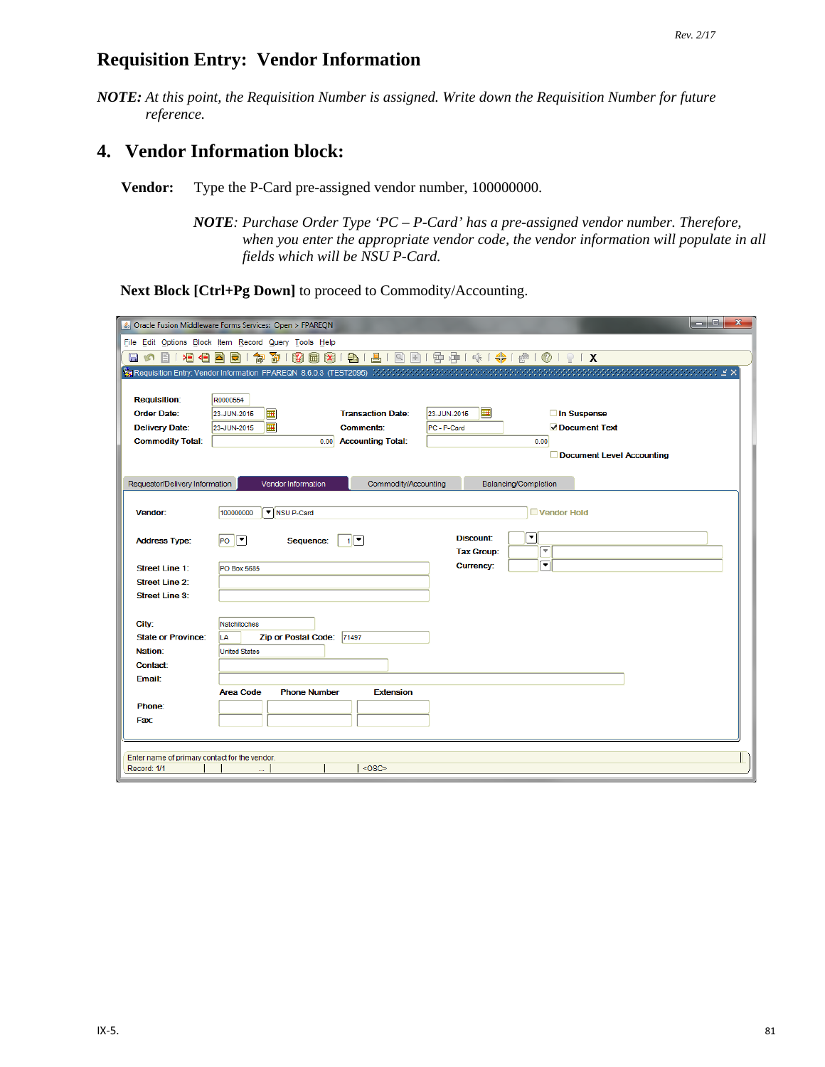# Requisition Entry: Vendor Information

***NOTE:*** *At this point, the Requisition Number is assigned. Write down the Requisition Number for future reference.*

## 4. Vendor Information block:

**Vendor:** Type the P-Card pre-assigned vendor number, 100000000.

> ***NOTE****: Purchase Order Type 'PC – P-Card' has a pre-assigned vendor number. Therefore, when you enter the appropriate vendor code, the vendor information will populate in all fields which will be NSU P-Card.*

**Next Block [Ctrl+Pg Down]** to proceed to Commodity/Accounting.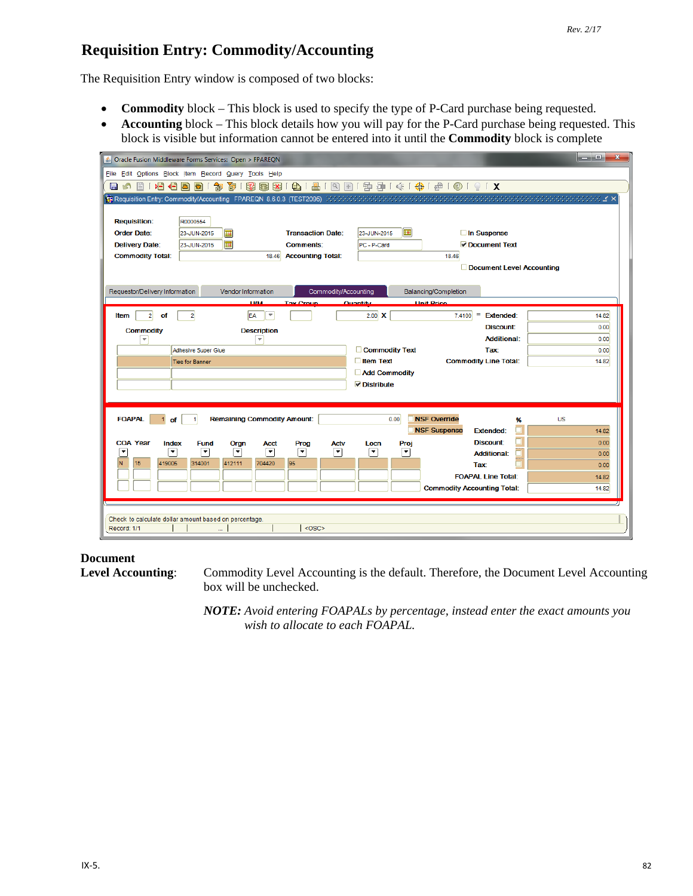# Requisition Entry: Commodity/Accounting

The Requisition Entry window is composed of two blocks:

- **Commodity** block – This block is used to specify the type of P-Card purchase being requested.
- **Accounting** block – This block details how you will pay for the P-Card purchase being requested. This block is visible but information cannot be entered into it until the **Commodity** block is complete

**Document Level Accounting**: Commodity Level Accounting is the default. Therefore, the Document Level Accounting box will be unchecked.

***NOTE:*** *Avoid entering FOAPALs by percentage, instead enter the exact amounts you wish to allocate to each FOAPAL.*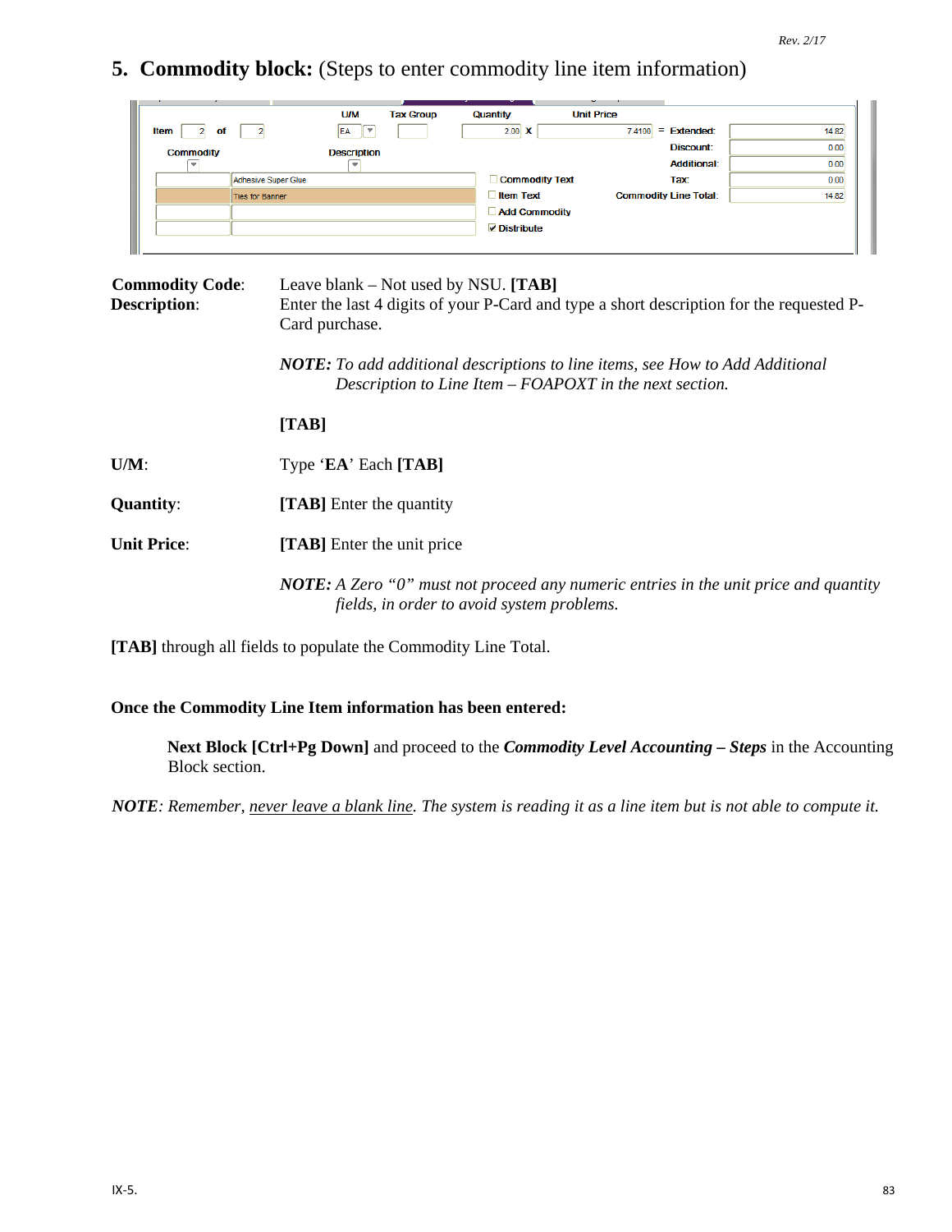## 5. Commodity block: (Steps to enter commodity line item information)

**Commodity Code**: Leave blank – Not used by NSU. **[TAB]**

**Description**: Enter the last 4 digits of your P-Card and type a short description for the requested P-Card purchase.

***NOTE:*** *To add additional descriptions to line items, see How to Add Additional Description to Line Item – FOAPOXT in the next section.*

**[TAB]**

**U/M**: Type '**EA**' Each **[TAB]**

**Quantity**: **[TAB]** Enter the quantity

**Unit Price**: **[TAB]** Enter the unit price

***NOTE:*** *A Zero "0" must not proceed any numeric entries in the unit price and quantity fields, in order to avoid system problems.*

**[TAB]** through all fields to populate the Commodity Line Total.

**Once the Commodity Line Item information has been entered:**

**Next Block [Ctrl+Pg Down]** and proceed to the ***Commodity Level Accounting – Steps*** in the Accounting Block section.

***NOTE****: Remember, never leave a blank line. The system is reading it as a line item but is not able to compute it.*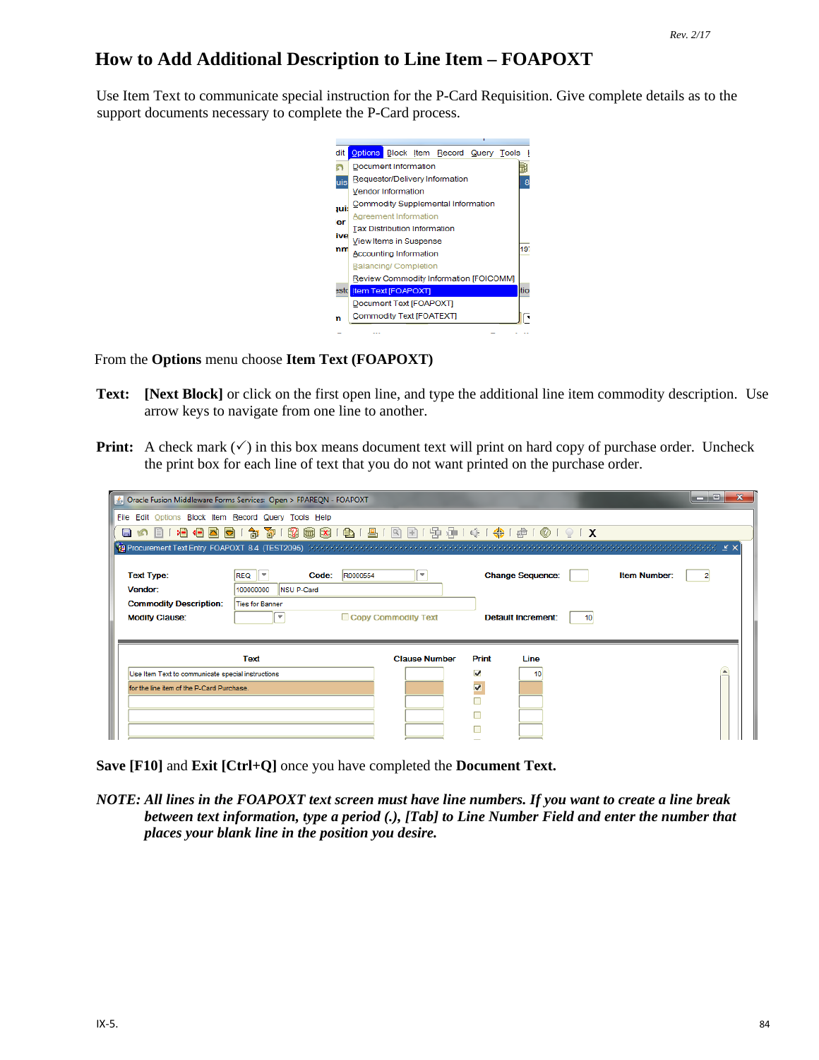# How to Add Additional Description to Line Item – FOAPOXT

Use Item Text to communicate special instruction for the P-Card Requisition. Give complete details as to the support documents necessary to complete the P-Card process.

From the **Options** menu choose **Item Text (FOAPOXT)**

**Text:** **[Next Block]** or click on the first open line, and type the additional line item commodity description. Use arrow keys to navigate from one line to another.

**Print:** A check mark (✓) in this box means document text will print on hard copy of purchase order. Uncheck the print box for each line of text that you do not want printed on the purchase order.

**Save [F10]** and **Exit [Ctrl+Q]** once you have completed the **Document Text.**

***NOTE: All lines in the FOAPOXT text screen must have line numbers. If you want to create a line break between text information, type a period (.), [Tab] to Line Number Field and enter the number that places your blank line in the position you desire.***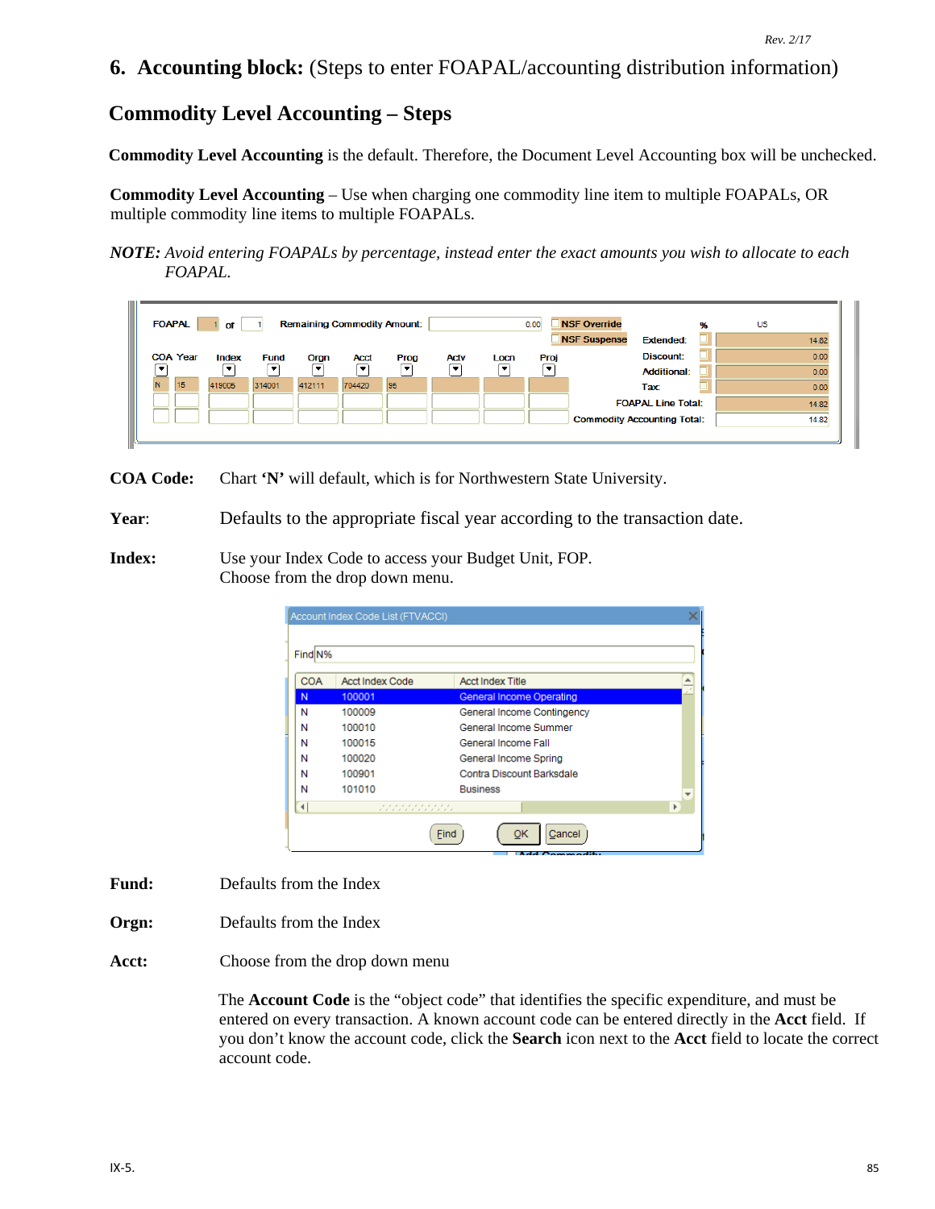## 6. Accounting block: (Steps to enter FOAPAL/accounting distribution information)

### Commodity Level Accounting – Steps

**Commodity Level Accounting** is the default. Therefore, the Document Level Accounting box will be unchecked.

**Commodity Level Accounting** – Use when charging one commodity line item to multiple FOAPALs, OR multiple commodity line items to multiple FOAPALs.

***NOTE:*** *Avoid entering FOAPALs by percentage, instead enter the exact amounts you wish to allocate to each FOAPAL.*

**COA Code:** Chart **'N'** will default, which is for Northwestern State University.

**Year**: Defaults to the appropriate fiscal year according to the transaction date.

**Index:** Use your Index Code to access your Budget Unit, FOP. Choose from the drop down menu.

**Fund:** Defaults from the Index

**Orgn:** Defaults from the Index

**Acct:** Choose from the drop down menu

The **Account Code** is the "object code" that identifies the specific expenditure, and must be entered on every transaction. A known account code can be entered directly in the **Acct** field. If you don't know the account code, click the **Search** icon next to the **Acct** field to locate the correct account code.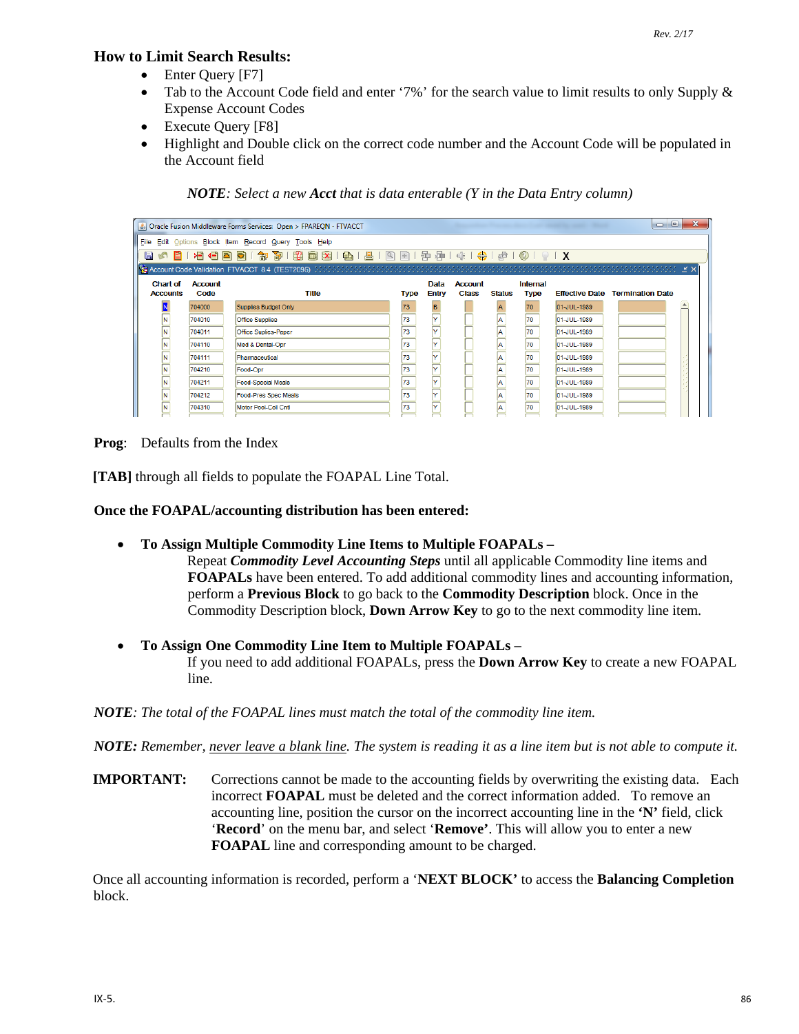### How to Limit Search Results:

- Enter Query [F7]
- Tab to the Account Code field and enter '7%' for the search value to limit results to only Supply & Expense Account Codes
- Execute Query [F8]
- Highlight and Double click on the correct code number and the Account Code will be populated in the Account field

*NOTE: Select a new* ***Acct*** *that is data enterable (Y in the Data Entry column)*

Oracle Fusion Middleware Forms Services: Open > FPAREQN - FTVACCT

Account Code Validation FTVACCT 8.4 (TEST2095)

| Chart of Accounts | Account Code | Title | Type | Data Entry | Account Class | Status | Internal Type | Effective Date | Termination Date |
|---|---|---|---|---|---|---|---|---|---|
| N | 704000 | Supplies Budget Only | 73 | B | | A | 70 | 01-JUL-1989 | |
| N | 704010 | Office Supplies | 73 | Y | | A | 70 | 01-JUL-1989 | |
| N | 704011 | Office Suplies-Paper | 73 | Y | | A | 70 | 01-JUL-1989 | |
| N | 704110 | Med & Dental-Opr | 73 | Y | | A | 70 | 01-JUL-1989 | |
| N | 704111 | Pharmaceutical | 73 | Y | | A | 70 | 01-JUL-1989 | |
| N | 704210 | Food-Opr | 73 | Y | | A | 70 | 01-JUL-1989 | |
| N | 704211 | Food-Special Meals | 73 | Y | | A | 70 | 01-JUL-1989 | |
| N | 704212 | Food-Pres Spec Meals | 73 | Y | | A | 70 | 01-JUL-1989 | |
| N | 704310 | Motor Pool-Coll Cntl | 73 | Y | | A | 70 | 01-JUL-1989 | |

**Prog**: Defaults from the Index

**[TAB]** through all fields to populate the FOAPAL Line Total.

**Once the FOAPAL/accounting distribution has been entered:**

- **To Assign Multiple Commodity Line Items to Multiple FOAPALs –**
  Repeat ***Commodity Level Accounting Steps*** until all applicable Commodity line items and **FOAPALs** have been entered. To add additional commodity lines and accounting information, perform a **Previous Block** to go back to the **Commodity Description** block. Once in the Commodity Description block, **Down Arrow Key** to go to the next commodity line item.

- **To Assign One Commodity Line Item to Multiple FOAPALs –**
  If you need to add additional FOAPALs, press the **Down Arrow Key** to create a new FOAPAL line.

***NOTE****: The total of the FOAPAL lines must match the total of the commodity line item.*

***NOTE:*** *Remember, never leave a blank line. The system is reading it as a line item but is not able to compute it.*

**IMPORTANT:** Corrections cannot be made to the accounting fields by overwriting the existing data. Each incorrect **FOAPAL** must be deleted and the correct information added. To remove an accounting line, position the cursor on the incorrect accounting line in the **'N'** field, click '**Record**' on the menu bar, and select '**Remove'**. This will allow you to enter a new **FOAPAL** line and corresponding amount to be charged.

Once all accounting information is recorded, perform a '**NEXT BLOCK'** to access the **Balancing Completion** block.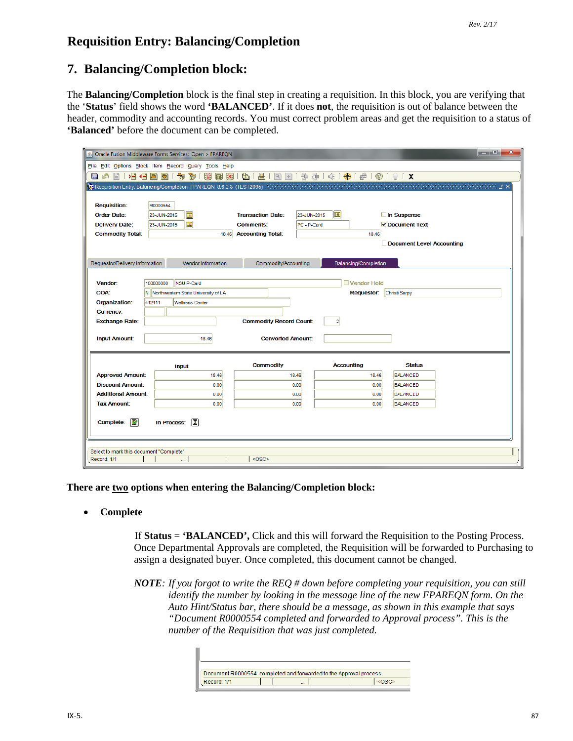## Requisition Entry: Balancing/Completion

## 7. Balancing/Completion block:

The **Balancing/Completion** block is the final step in creating a requisition. In this block, you are verifying that the '**Status**' field shows the word **'BALANCED'**. If it does **not**, the requisition is out of balance between the header, commodity and accounting records. You must correct problem areas and get the requisition to a status of **'Balanced'** before the document can be completed.

**There are <u>two</u> options when entering the Balancing/Completion block:**

- **Complete**

  If **Status** = **'BALANCED',** Click and this will forward the Requisition to the Posting Process. Once Departmental Approvals are completed, the Requisition will be forwarded to Purchasing to assign a designated buyer. Once completed, this document cannot be changed.

  ***NOTE****: If you forgot to write the REQ # down before completing your requisition, you can still identify the number by looking in the message line of the new FPAREQN form. On the Auto Hint/Status bar, there should be a message, as shown in this example that says "Document R0000554 completed and forwarded to Approval process". This is the number of the Requisition that was just completed.*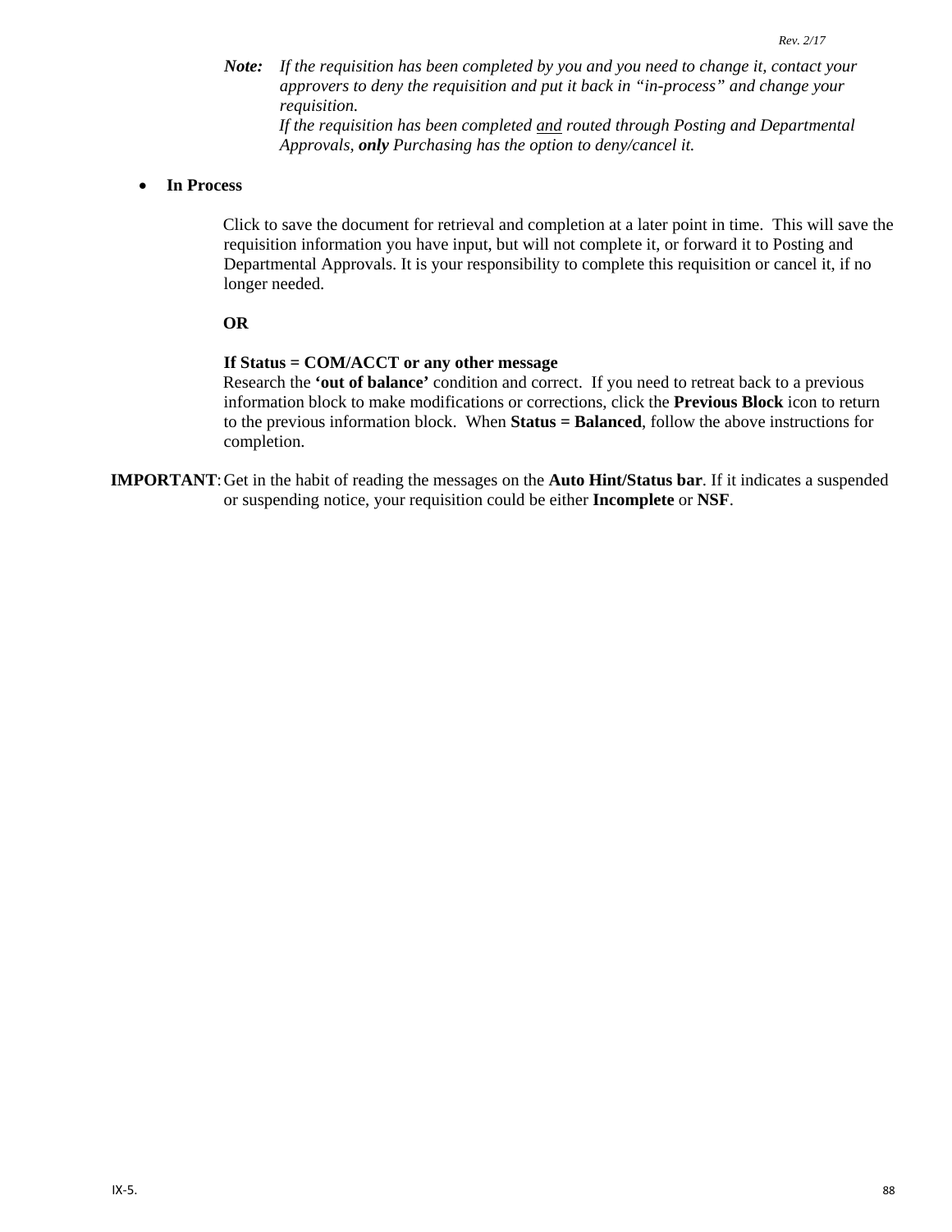***Note:*** *If the requisition has been completed by you and you need to change it, contact your approvers to deny the requisition and put it back in "in-process" and change your requisition.*
*If the requisition has been completed <u>and</u> routed through Posting and Departmental Approvals,* ***only*** *Purchasing has the option to deny/cancel it.*

- **In Process**

  Click to save the document for retrieval and completion at a later point in time. This will save the requisition information you have input, but will not complete it, or forward it to Posting and Departmental Approvals. It is your responsibility to complete this requisition or cancel it, if no longer needed.

  **OR**

  **If Status = COM/ACCT or any other message**
  Research the **'out of balance'** condition and correct. If you need to retreat back to a previous information block to make modifications or corrections, click the **Previous Block** icon to return to the previous information block. When **Status = Balanced**, follow the above instructions for completion.

**IMPORTANT:** Get in the habit of reading the messages on the **Auto Hint/Status bar**. If it indicates a suspended or suspending notice, your requisition could be either **Incomplete** or **NSF**.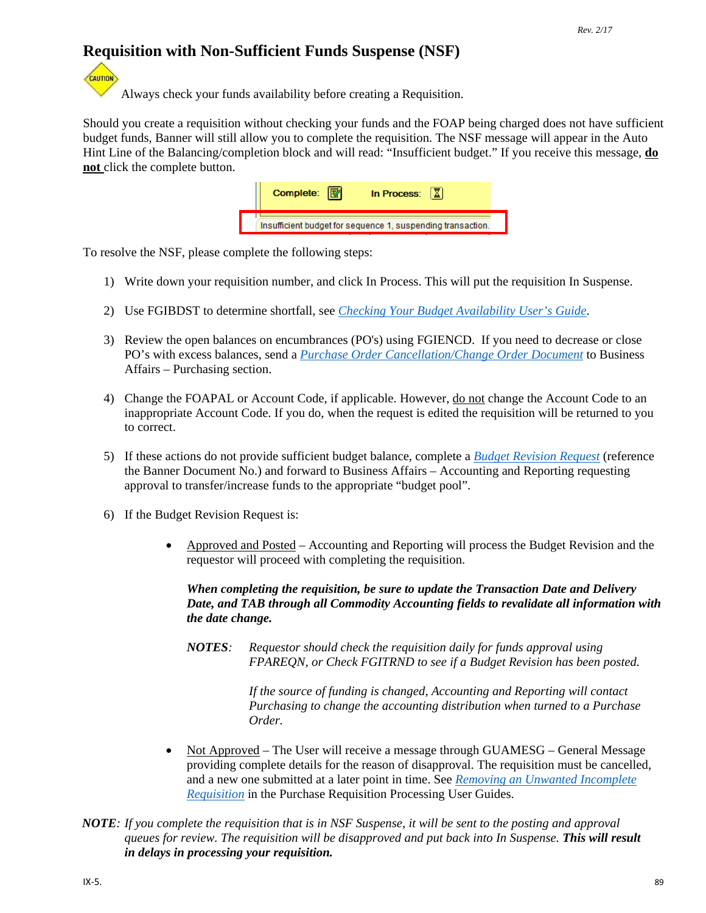## Requisition with Non-Sufficient Funds Suspense (NSF)

CAUTION Always check your funds availability before creating a Requisition.

Should you create a requisition without checking your funds and the FOAP being charged does not have sufficient budget funds, Banner will still allow you to complete the requisition. The NSF message will appear in the Auto Hint Line of the Balancing/completion block and will read: "Insufficient budget." If you receive this message, **do not** click the complete button.

Complete: In Process:

Insufficient budget for sequence 1, suspending transaction.

To resolve the NSF, please complete the following steps:

1) Write down your requisition number, and click In Process. This will put the requisition In Suspense.

2) Use FGIBDST to determine shortfall, see *Checking Your Budget Availability User's Guide*.

3) Review the open balances on encumbrances (PO's) using FGIENCD. If you need to decrease or close PO's with excess balances, send a *Purchase Order Cancellation/Change Order Document* to Business Affairs – Purchasing section.

4) Change the FOAPAL or Account Code, if applicable. However, do not change the Account Code to an inappropriate Account Code. If you do, when the request is edited the requisition will be returned to you to correct.

5) If these actions do not provide sufficient budget balance, complete a *Budget Revision Request* (reference the Banner Document No.) and forward to Business Affairs – Accounting and Reporting requesting approval to transfer/increase funds to the appropriate "budget pool".

6) If the Budget Revision Request is:

   - Approved and Posted – Accounting and Reporting will process the Budget Revision and the requestor will proceed with completing the requisition.

     ***When completing the requisition, be sure to update the Transaction Date and Delivery Date, and TAB through all Commodity Accounting fields to revalidate all information with the date change.***

     ***NOTES**: Requestor should check the requisition daily for funds approval using FPAREQN, or Check FGITRND to see if a Budget Revision has been posted.*

     *If the source of funding is changed, Accounting and Reporting will contact Purchasing to change the accounting distribution when turned to a Purchase Order.*

   - Not Approved – The User will receive a message through GUAMESG – General Message providing complete details for the reason of disapproval. The requisition must be cancelled, and a new one submitted at a later point in time. See *Removing an Unwanted Incomplete Requisition* in the Purchase Requisition Processing User Guides.

***NOTE**: If you complete the requisition that is in NSF Suspense, it will be sent to the posting and approval queues for review. The requisition will be disapproved and put back into In Suspense. **This will result in delays in processing your requisition.***